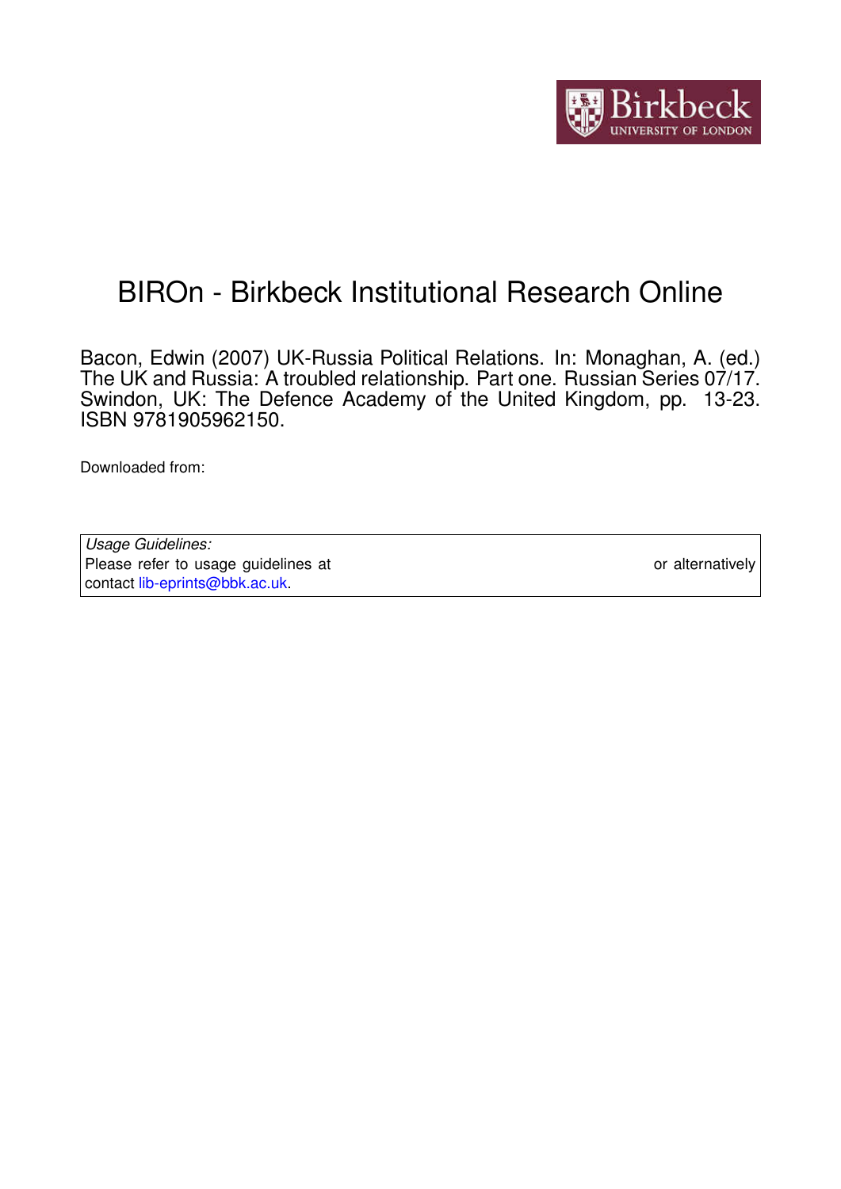Birkbeck UNIVERSITY OF LONDON

# BIROn - Birkbeck Institutional Research Online

Bacon, Edwin (2007) UK-Russia Political Relations. In: Monaghan, A. (ed.) The UK and Russia: A troubled relationship. Part one. Russian Series 07/17. Swindon, UK: The Defence Academy of the United Kingdom, pp. 13-23. ISBN 9781905962150.

Downloaded from:

| *Usage Guidelines:* |
|---|
| Please refer to usage guidelines at or alternatively contact lib-eprints@bbk.ac.uk. |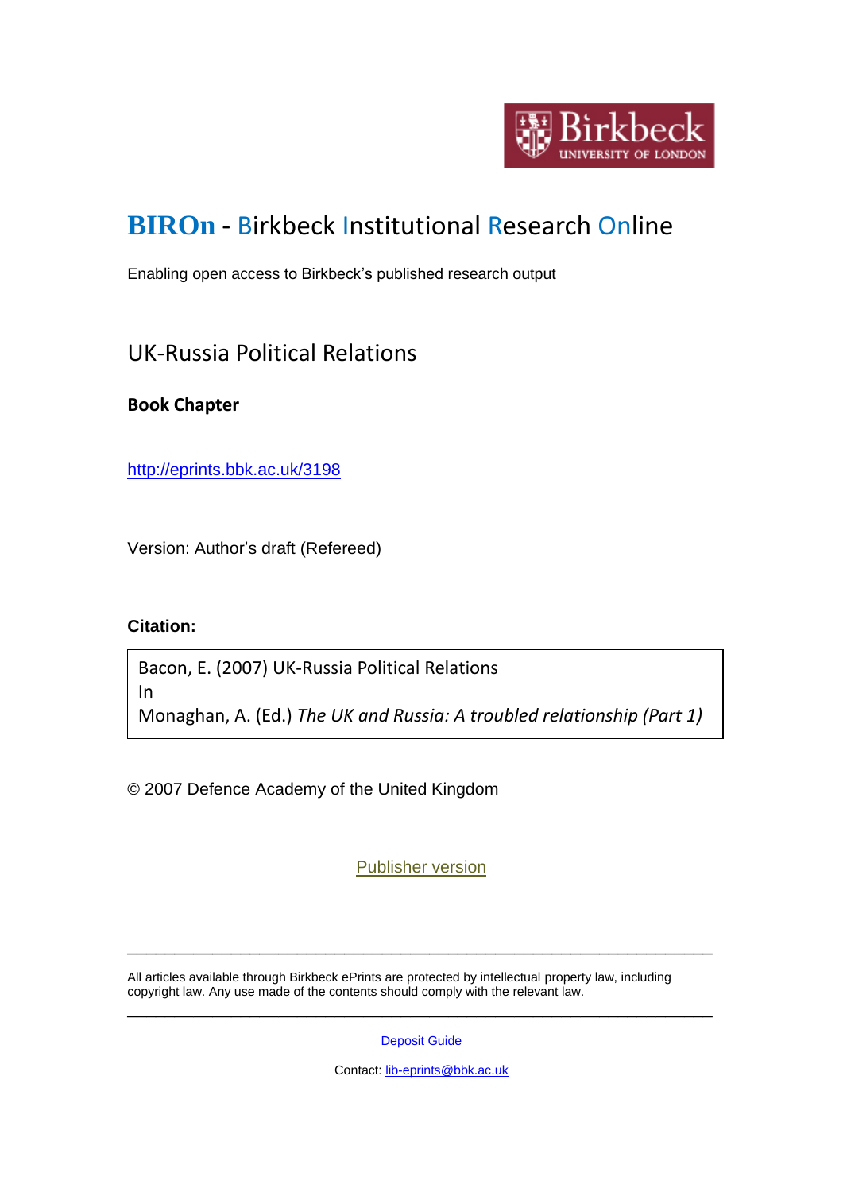Birkbeck UNIVERSITY OF LONDON

# BIROn - Birkbeck Institutional Research Online

Enabling open access to Birkbeck's published research output

## UK-Russia Political Relations

**Book Chapter**

http://eprints.bbk.ac.uk/3198

Version: Author's draft (Refereed)

**Citation:**

Bacon, E. (2007) UK-Russia Political Relations
In
Monaghan, A. (Ed.) *The UK and Russia: A troubled relationship (Part 1)*

© 2007 Defence Academy of the United Kingdom

Publisher version

---

All articles available through Birkbeck ePrints are protected by intellectual property law, including copyright law. Any use made of the contents should comply with the relevant law.

---

Deposit Guide

Contact: lib-eprints@bbk.ac.uk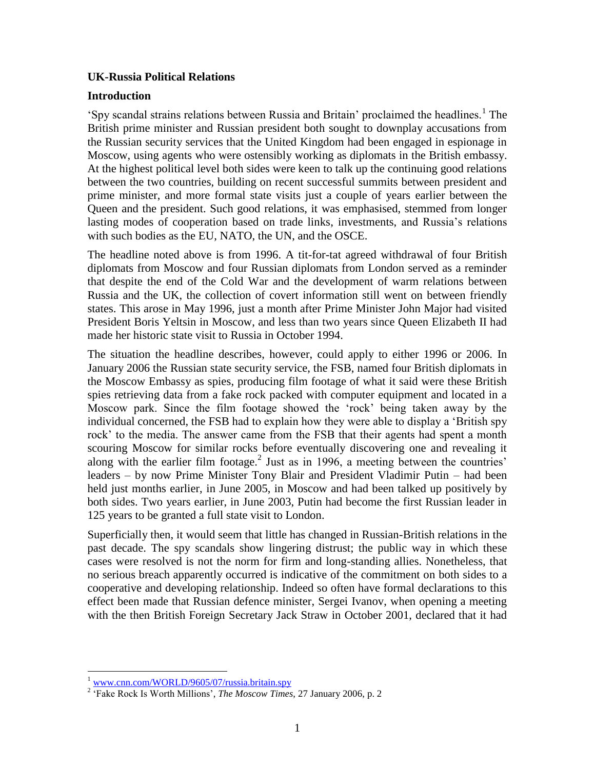**UK-Russia Political Relations**

**Introduction**

'Spy scandal strains relations between Russia and Britain' proclaimed the headlines.[1] The British prime minister and Russian president both sought to downplay accusations from the Russian security services that the United Kingdom had been engaged in espionage in Moscow, using agents who were ostensibly working as diplomats in the British embassy. At the highest political level both sides were keen to talk up the continuing good relations between the two countries, building on recent successful summits between president and prime minister, and more formal state visits just a couple of years earlier between the Queen and the president. Such good relations, it was emphasised, stemmed from longer lasting modes of cooperation based on trade links, investments, and Russia's relations with such bodies as the EU, NATO, the UN, and the OSCE.

The headline noted above is from 1996. A tit-for-tat agreed withdrawal of four British diplomats from Moscow and four Russian diplomats from London served as a reminder that despite the end of the Cold War and the development of warm relations between Russia and the UK, the collection of covert information still went on between friendly states. This arose in May 1996, just a month after Prime Minister John Major had visited President Boris Yeltsin in Moscow, and less than two years since Queen Elizabeth II had made her historic state visit to Russia in October 1994.

The situation the headline describes, however, could apply to either 1996 or 2006. In January 2006 the Russian state security service, the FSB, named four British diplomats in the Moscow Embassy as spies, producing film footage of what it said were these British spies retrieving data from a fake rock packed with computer equipment and located in a Moscow park. Since the film footage showed the 'rock' being taken away by the individual concerned, the FSB had to explain how they were able to display a 'British spy rock' to the media. The answer came from the FSB that their agents had spent a month scouring Moscow for similar rocks before eventually discovering one and revealing it along with the earlier film footage.[2] Just as in 1996, a meeting between the countries' leaders – by now Prime Minister Tony Blair and President Vladimir Putin – had been held just months earlier, in June 2005, in Moscow and had been talked up positively by both sides. Two years earlier, in June 2003, Putin had become the first Russian leader in 125 years to be granted a full state visit to London.

Superficially then, it would seem that little has changed in Russian-British relations in the past decade. The spy scandals show lingering distrust; the public way in which these cases were resolved is not the norm for firm and long-standing allies. Nonetheless, that no serious breach apparently occurred is indicative of the commitment on both sides to a cooperative and developing relationship. Indeed so often have formal declarations to this effect been made that Russian defence minister, Sergei Ivanov, when opening a meeting with the then British Foreign Secretary Jack Straw in October 2001, declared that it had

---

[1] www.cnn.com/WORLD/9605/07/russia.britain.spy

[2] 'Fake Rock Is Worth Millions', *The Moscow Times*, 27 January 2006, p. 2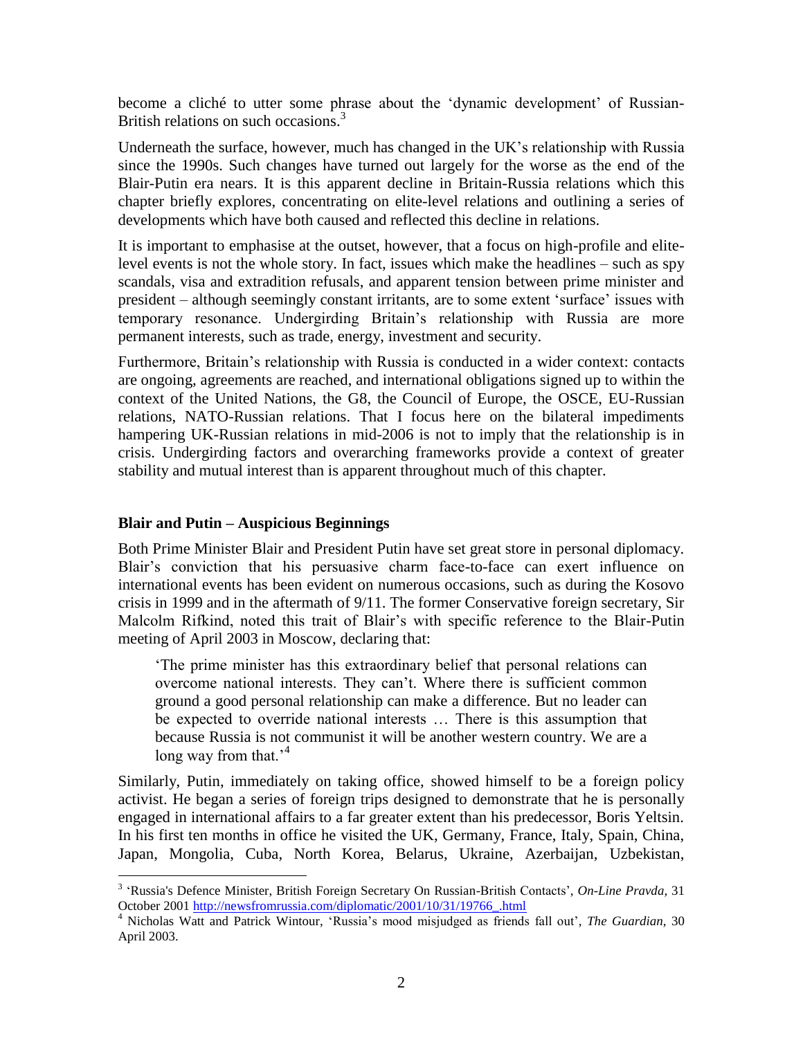become a cliché to utter some phrase about the 'dynamic development' of Russian-British relations on such occasions.[3]

Underneath the surface, however, much has changed in the UK's relationship with Russia since the 1990s. Such changes have turned out largely for the worse as the end of the Blair-Putin era nears. It is this apparent decline in Britain-Russia relations which this chapter briefly explores, concentrating on elite-level relations and outlining a series of developments which have both caused and reflected this decline in relations.

It is important to emphasise at the outset, however, that a focus on high-profile and elite-level events is not the whole story. In fact, issues which make the headlines – such as spy scandals, visa and extradition refusals, and apparent tension between prime minister and president – although seemingly constant irritants, are to some extent 'surface' issues with temporary resonance. Undergirding Britain's relationship with Russia are more permanent interests, such as trade, energy, investment and security.

Furthermore, Britain's relationship with Russia is conducted in a wider context: contacts are ongoing, agreements are reached, and international obligations signed up to within the context of the United Nations, the G8, the Council of Europe, the OSCE, EU-Russian relations, NATO-Russian relations. That I focus here on the bilateral impediments hampering UK-Russian relations in mid-2006 is not to imply that the relationship is in crisis. Undergirding factors and overarching frameworks provide a context of greater stability and mutual interest than is apparent throughout much of this chapter.

## Blair and Putin – Auspicious Beginnings

Both Prime Minister Blair and President Putin have set great store in personal diplomacy. Blair's conviction that his persuasive charm face-to-face can exert influence on international events has been evident on numerous occasions, such as during the Kosovo crisis in 1999 and in the aftermath of 9/11. The former Conservative foreign secretary, Sir Malcolm Rifkind, noted this trait of Blair's with specific reference to the Blair-Putin meeting of April 2003 in Moscow, declaring that:

> 'The prime minister has this extraordinary belief that personal relations can overcome national interests. They can't. Where there is sufficient common ground a good personal relationship can make a difference. But no leader can be expected to override national interests … There is this assumption that because Russia is not communist it will be another western country. We are a long way from that.'[4]

Similarly, Putin, immediately on taking office, showed himself to be a foreign policy activist. He began a series of foreign trips designed to demonstrate that he is personally engaged in international affairs to a far greater extent than his predecessor, Boris Yeltsin. In his first ten months in office he visited the UK, Germany, France, Italy, Spain, China, Japan, Mongolia, Cuba, North Korea, Belarus, Ukraine, Azerbaijan, Uzbekistan,

---

[3] 'Russia's Defence Minister, British Foreign Secretary On Russian-British Contacts', *On-Line Pravda*, 31 October 2001 http://newsfromrussia.com/diplomatic/2001/10/31/19766_.html

[4] Nicholas Watt and Patrick Wintour, 'Russia's mood misjudged as friends fall out', *The Guardian*, 30 April 2003.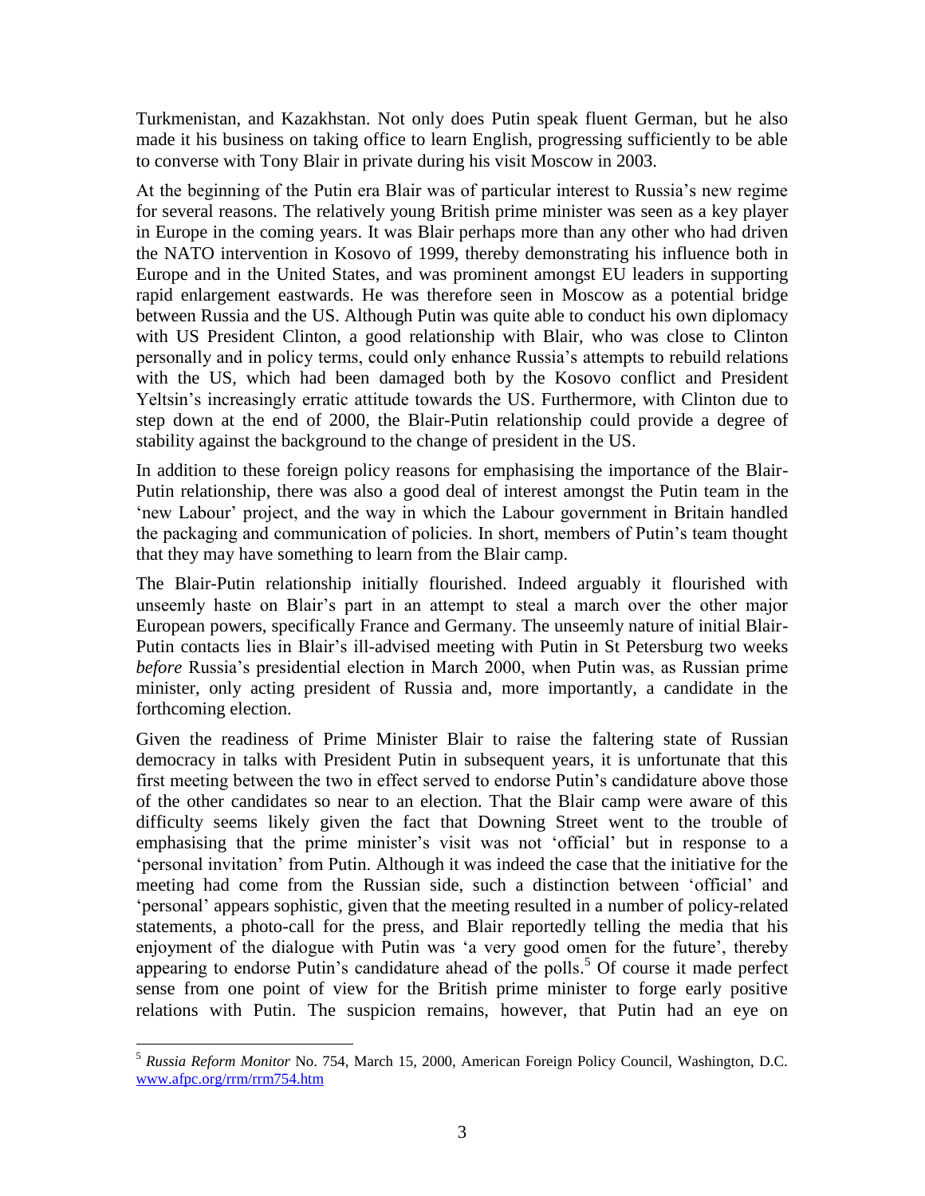Turkmenistan, and Kazakhstan. Not only does Putin speak fluent German, but he also made it his business on taking office to learn English, progressing sufficiently to be able to converse with Tony Blair in private during his visit Moscow in 2003.

At the beginning of the Putin era Blair was of particular interest to Russia's new regime for several reasons. The relatively young British prime minister was seen as a key player in Europe in the coming years. It was Blair perhaps more than any other who had driven the NATO intervention in Kosovo of 1999, thereby demonstrating his influence both in Europe and in the United States, and was prominent amongst EU leaders in supporting rapid enlargement eastwards. He was therefore seen in Moscow as a potential bridge between Russia and the US. Although Putin was quite able to conduct his own diplomacy with US President Clinton, a good relationship with Blair, who was close to Clinton personally and in policy terms, could only enhance Russia's attempts to rebuild relations with the US, which had been damaged both by the Kosovo conflict and President Yeltsin's increasingly erratic attitude towards the US. Furthermore, with Clinton due to step down at the end of 2000, the Blair-Putin relationship could provide a degree of stability against the background to the change of president in the US.

In addition to these foreign policy reasons for emphasising the importance of the Blair-Putin relationship, there was also a good deal of interest amongst the Putin team in the 'new Labour' project, and the way in which the Labour government in Britain handled the packaging and communication of policies. In short, members of Putin's team thought that they may have something to learn from the Blair camp.

The Blair-Putin relationship initially flourished. Indeed arguably it flourished with unseemly haste on Blair's part in an attempt to steal a march over the other major European powers, specifically France and Germany. The unseemly nature of initial Blair-Putin contacts lies in Blair's ill-advised meeting with Putin in St Petersburg two weeks *before* Russia's presidential election in March 2000, when Putin was, as Russian prime minister, only acting president of Russia and, more importantly, a candidate in the forthcoming election.

Given the readiness of Prime Minister Blair to raise the faltering state of Russian democracy in talks with President Putin in subsequent years, it is unfortunate that this first meeting between the two in effect served to endorse Putin's candidature above those of the other candidates so near to an election. That the Blair camp were aware of this difficulty seems likely given the fact that Downing Street went to the trouble of emphasising that the prime minister's visit was not 'official' but in response to a 'personal invitation' from Putin. Although it was indeed the case that the initiative for the meeting had come from the Russian side, such a distinction between 'official' and 'personal' appears sophistic, given that the meeting resulted in a number of policy-related statements, a photo-call for the press, and Blair reportedly telling the media that his enjoyment of the dialogue with Putin was 'a very good omen for the future', thereby appearing to endorse Putin's candidature ahead of the polls.[5] Of course it made perfect sense from one point of view for the British prime minister to forge early positive relations with Putin. The suspicion remains, however, that Putin had an eye on

---

[5] *Russia Reform Monitor* No. 754, March 15, 2000, American Foreign Policy Council, Washington, D.C. www.afpc.org/rrm/rrm754.htm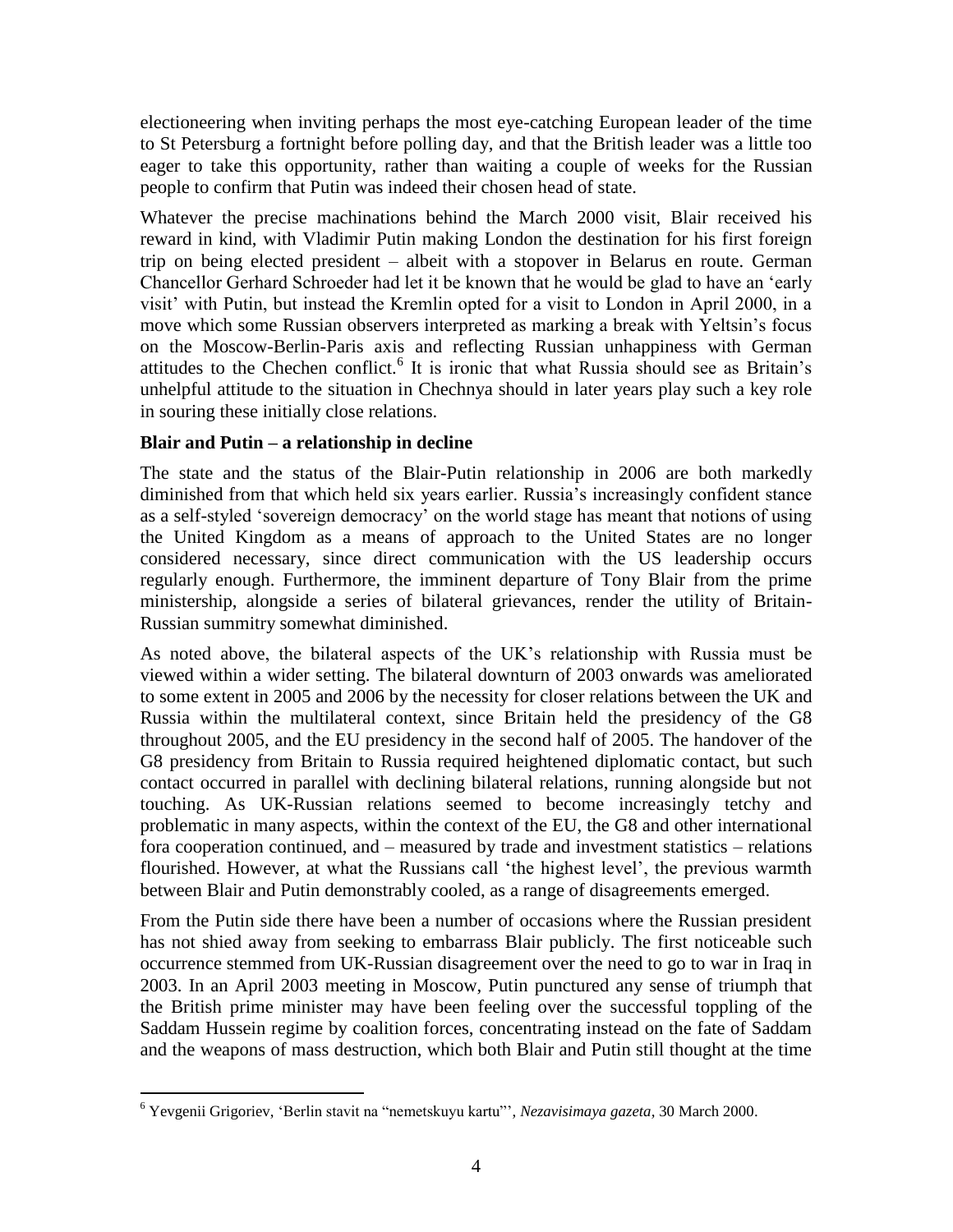electioneering when inviting perhaps the most eye-catching European leader of the time to St Petersburg a fortnight before polling day, and that the British leader was a little too eager to take this opportunity, rather than waiting a couple of weeks for the Russian people to confirm that Putin was indeed their chosen head of state.

Whatever the precise machinations behind the March 2000 visit, Blair received his reward in kind, with Vladimir Putin making London the destination for his first foreign trip on being elected president – albeit with a stopover in Belarus en route. German Chancellor Gerhard Schroeder had let it be known that he would be glad to have an 'early visit' with Putin, but instead the Kremlin opted for a visit to London in April 2000, in a move which some Russian observers interpreted as marking a break with Yeltsin's focus on the Moscow-Berlin-Paris axis and reflecting Russian unhappiness with German attitudes to the Chechen conflict.[6] It is ironic that what Russia should see as Britain's unhelpful attitude to the situation in Chechnya should in later years play such a key role in souring these initially close relations.

### Blair and Putin – a relationship in decline

The state and the status of the Blair-Putin relationship in 2006 are both markedly diminished from that which held six years earlier. Russia's increasingly confident stance as a self-styled 'sovereign democracy' on the world stage has meant that notions of using the United Kingdom as a means of approach to the United States are no longer considered necessary, since direct communication with the US leadership occurs regularly enough. Furthermore, the imminent departure of Tony Blair from the prime ministership, alongside a series of bilateral grievances, render the utility of Britain-Russian summitry somewhat diminished.

As noted above, the bilateral aspects of the UK's relationship with Russia must be viewed within a wider setting. The bilateral downturn of 2003 onwards was ameliorated to some extent in 2005 and 2006 by the necessity for closer relations between the UK and Russia within the multilateral context, since Britain held the presidency of the G8 throughout 2005, and the EU presidency in the second half of 2005. The handover of the G8 presidency from Britain to Russia required heightened diplomatic contact, but such contact occurred in parallel with declining bilateral relations, running alongside but not touching. As UK-Russian relations seemed to become increasingly tetchy and problematic in many aspects, within the context of the EU, the G8 and other international fora cooperation continued, and – measured by trade and investment statistics – relations flourished. However, at what the Russians call 'the highest level', the previous warmth between Blair and Putin demonstrably cooled, as a range of disagreements emerged.

From the Putin side there have been a number of occasions where the Russian president has not shied away from seeking to embarrass Blair publicly. The first noticeable such occurrence stemmed from UK-Russian disagreement over the need to go to war in Iraq in 2003. In an April 2003 meeting in Moscow, Putin punctured any sense of triumph that the British prime minister may have been feeling over the successful toppling of the Saddam Hussein regime by coalition forces, concentrating instead on the fate of Saddam and the weapons of mass destruction, which both Blair and Putin still thought at the time

---

[6] Yevgenii Grigoriev, 'Berlin stavit na "nemetskuyu kartu"', *Nezavisimaya gazeta*, 30 March 2000.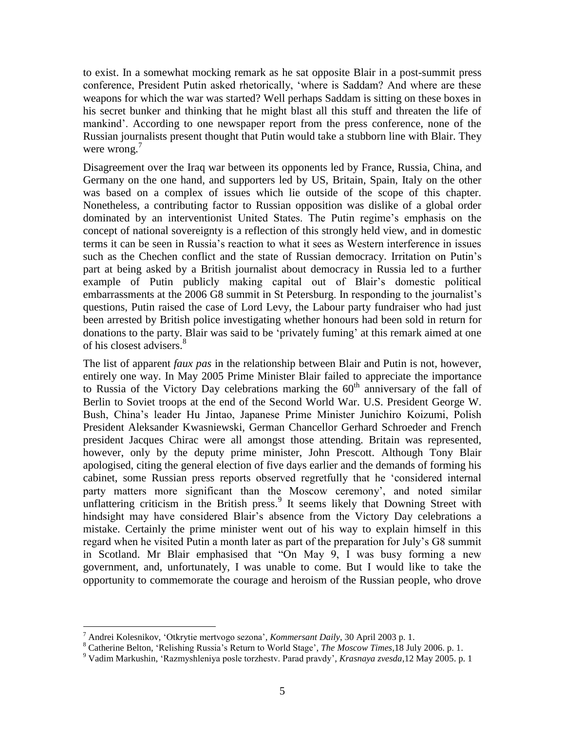to exist. In a somewhat mocking remark as he sat opposite Blair in a post-summit press conference, President Putin asked rhetorically, 'where is Saddam? And where are these weapons for which the war was started? Well perhaps Saddam is sitting on these boxes in his secret bunker and thinking that he might blast all this stuff and threaten the life of mankind'. According to one newspaper report from the press conference, none of the Russian journalists present thought that Putin would take a stubborn line with Blair. They were wrong.[7]

Disagreement over the Iraq war between its opponents led by France, Russia, China, and Germany on the one hand, and supporters led by US, Britain, Spain, Italy on the other was based on a complex of issues which lie outside of the scope of this chapter. Nonetheless, a contributing factor to Russian opposition was dislike of a global order dominated by an interventionist United States. The Putin regime's emphasis on the concept of national sovereignty is a reflection of this strongly held view, and in domestic terms it can be seen in Russia's reaction to what it sees as Western interference in issues such as the Chechen conflict and the state of Russian democracy. Irritation on Putin's part at being asked by a British journalist about democracy in Russia led to a further example of Putin publicly making capital out of Blair's domestic political embarrassments at the 2006 G8 summit in St Petersburg. In responding to the journalist's questions, Putin raised the case of Lord Levy, the Labour party fundraiser who had just been arrested by British police investigating whether honours had been sold in return for donations to the party. Blair was said to be 'privately fuming' at this remark aimed at one of his closest advisers.[8]

The list of apparent *faux pas* in the relationship between Blair and Putin is not, however, entirely one way. In May 2005 Prime Minister Blair failed to appreciate the importance to Russia of the Victory Day celebrations marking the 60th anniversary of the fall of Berlin to Soviet troops at the end of the Second World War. U.S. President George W. Bush, China's leader Hu Jintao, Japanese Prime Minister Junichiro Koizumi, Polish President Aleksander Kwasniewski, German Chancellor Gerhard Schroeder and French president Jacques Chirac were all amongst those attending. Britain was represented, however, only by the deputy prime minister, John Prescott. Although Tony Blair apologised, citing the general election of five days earlier and the demands of forming his cabinet, some Russian press reports observed regretfully that he 'considered internal party matters more significant than the Moscow ceremony', and noted similar unflattering criticism in the British press.[9] It seems likely that Downing Street with hindsight may have considered Blair's absence from the Victory Day celebrations a mistake. Certainly the prime minister went out of his way to explain himself in this regard when he visited Putin a month later as part of the preparation for July's G8 summit in Scotland. Mr Blair emphasised that "On May 9, I was busy forming a new government, and, unfortunately, I was unable to come. But I would like to take the opportunity to commemorate the courage and heroism of the Russian people, who drove

---

[7] Andrei Kolesnikov, 'Otkrytie mertvogo sezona', *Kommersant Daily*, 30 April 2003 p. 1.

[8] Catherine Belton, 'Relishing Russia's Return to World Stage', *The Moscow Times*,18 July 2006. p. 1.

[9] Vadim Markushin, 'Razmyshleniya posle torzhestv. Parad pravdy', *Krasnaya zvesda*,12 May 2005. p. 1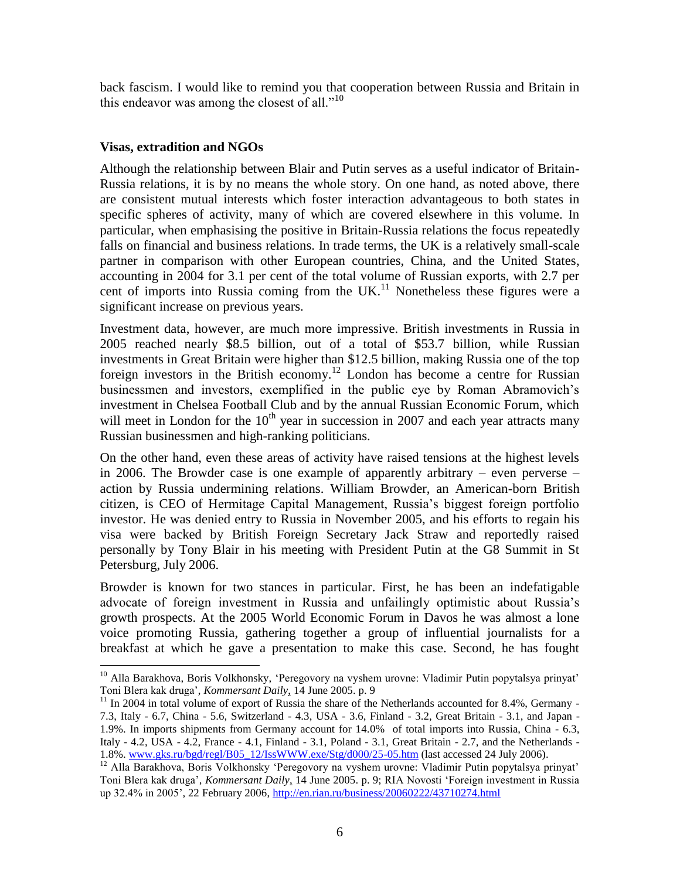back fascism. I would like to remind you that cooperation between Russia and Britain in this endeavor was among the closest of all."[10]

### Visas, extradition and NGOs

Although the relationship between Blair and Putin serves as a useful indicator of Britain-Russia relations, it is by no means the whole story. On one hand, as noted above, there are consistent mutual interests which foster interaction advantageous to both states in specific spheres of activity, many of which are covered elsewhere in this volume. In particular, when emphasising the positive in Britain-Russia relations the focus repeatedly falls on financial and business relations. In trade terms, the UK is a relatively small-scale partner in comparison with other European countries, China, and the United States, accounting in 2004 for 3.1 per cent of the total volume of Russian exports, with 2.7 per cent of imports into Russia coming from the UK.[11] Nonetheless these figures were a significant increase on previous years.

Investment data, however, are much more impressive. British investments in Russia in 2005 reached nearly \$8.5 billion, out of a total of \$53.7 billion, while Russian investments in Great Britain were higher than \$12.5 billion, making Russia one of the top foreign investors in the British economy.[12] London has become a centre for Russian businessmen and investors, exemplified in the public eye by Roman Abramovich's investment in Chelsea Football Club and by the annual Russian Economic Forum, which will meet in London for the 10th year in succession in 2007 and each year attracts many Russian businessmen and high-ranking politicians.

On the other hand, even these areas of activity have raised tensions at the highest levels in 2006. The Browder case is one example of apparently arbitrary – even perverse – action by Russia undermining relations. William Browder, an American-born British citizen, is CEO of Hermitage Capital Management, Russia's biggest foreign portfolio investor. He was denied entry to Russia in November 2005, and his efforts to regain his visa were backed by British Foreign Secretary Jack Straw and reportedly raised personally by Tony Blair in his meeting with President Putin at the G8 Summit in St Petersburg, July 2006.

Browder is known for two stances in particular. First, he has been an indefatigable advocate of foreign investment in Russia and unfailingly optimistic about Russia's growth prospects. At the 2005 World Economic Forum in Davos he was almost a lone voice promoting Russia, gathering together a group of influential journalists for a breakfast at which he gave a presentation to make this case. Second, he has fought

---

[10] Alla Barakhova, Boris Volkhonsky, 'Peregovory na vyshem urovne: Vladimir Putin popytalsya prinyat' Toni Blera kak druga', *Kommersant Daily*, 14 June 2005. p. 9

[11] In 2004 in total volume of export of Russia the share of the Netherlands accounted for 8.4%, Germany - 7.3, Italy - 6.7, China - 5.6, Switzerland - 4.3, USA - 3.6, Finland - 3.2, Great Britain - 3.1, and Japan - 1.9%. In imports shipments from Germany account for 14.0% of total imports into Russia, China - 6.3, Italy - 4.2, USA - 4.2, France - 4.1, Finland - 3.1, Poland - 3.1, Great Britain - 2.7, and the Netherlands - 1.8%. www.gks.ru/bgd/regl/B05_12/IssWWW.exe/Stg/d000/25-05.htm (last accessed 24 July 2006).

[12] Alla Barakhova, Boris Volkhonsky 'Peregovory na vyshem urovne: Vladimir Putin popytalsya prinyat' Toni Blera kak druga', *Kommersant Daily*, 14 June 2005. p. 9; RIA Novosti 'Foreign investment in Russia up 32.4% in 2005', 22 February 2006, http://en.rian.ru/business/20060222/43710274.html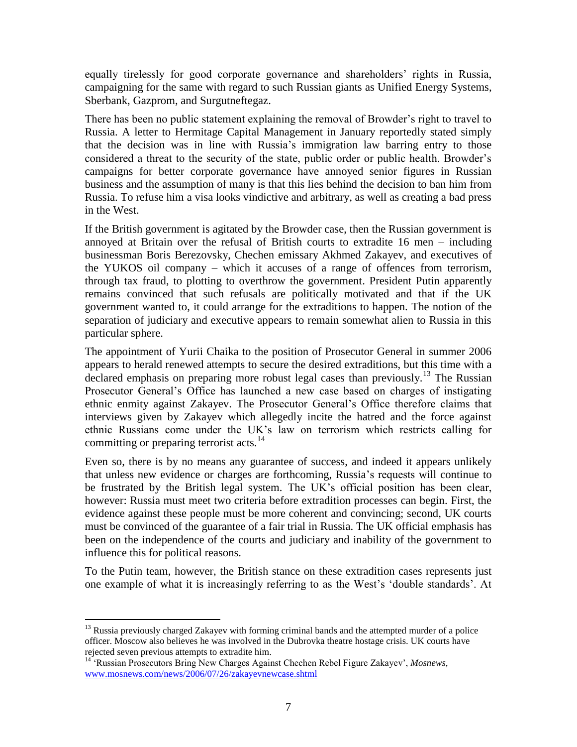equally tirelessly for good corporate governance and shareholders' rights in Russia, campaigning for the same with regard to such Russian giants as Unified Energy Systems, Sberbank, Gazprom, and Surgutneftegaz.

There has been no public statement explaining the removal of Browder's right to travel to Russia. A letter to Hermitage Capital Management in January reportedly stated simply that the decision was in line with Russia's immigration law barring entry to those considered a threat to the security of the state, public order or public health. Browder's campaigns for better corporate governance have annoyed senior figures in Russian business and the assumption of many is that this lies behind the decision to ban him from Russia. To refuse him a visa looks vindictive and arbitrary, as well as creating a bad press in the West.

If the British government is agitated by the Browder case, then the Russian government is annoyed at Britain over the refusal of British courts to extradite 16 men – including businessman Boris Berezovsky, Chechen emissary Akhmed Zakayev, and executives of the YUKOS oil company – which it accuses of a range of offences from terrorism, through tax fraud, to plotting to overthrow the government. President Putin apparently remains convinced that such refusals are politically motivated and that if the UK government wanted to, it could arrange for the extraditions to happen. The notion of the separation of judiciary and executive appears to remain somewhat alien to Russia in this particular sphere.

The appointment of Yurii Chaika to the position of Prosecutor General in summer 2006 appears to herald renewed attempts to secure the desired extraditions, but this time with a declared emphasis on preparing more robust legal cases than previously.[13] The Russian Prosecutor General's Office has launched a new case based on charges of instigating ethnic enmity against Zakayev. The Prosecutor General's Office therefore claims that interviews given by Zakayev which allegedly incite the hatred and the force against ethnic Russians come under the UK's law on terrorism which restricts calling for committing or preparing terrorist acts.[14]

Even so, there is by no means any guarantee of success, and indeed it appears unlikely that unless new evidence or charges are forthcoming, Russia's requests will continue to be frustrated by the British legal system. The UK's official position has been clear, however: Russia must meet two criteria before extradition processes can begin. First, the evidence against these people must be more coherent and convincing; second, UK courts must be convinced of the guarantee of a fair trial in Russia. The UK official emphasis has been on the independence of the courts and judiciary and inability of the government to influence this for political reasons.

To the Putin team, however, the British stance on these extradition cases represents just one example of what it is increasingly referring to as the West's 'double standards'. At

---

[13] Russia previously charged Zakayev with forming criminal bands and the attempted murder of a police officer. Moscow also believes he was involved in the Dubrovka theatre hostage crisis. UK courts have rejected seven previous attempts to extradite him.

[14] 'Russian Prosecutors Bring New Charges Against Chechen Rebel Figure Zakayev', *Mosnews*, www.mosnews.com/news/2006/07/26/zakayevnewcase.shtml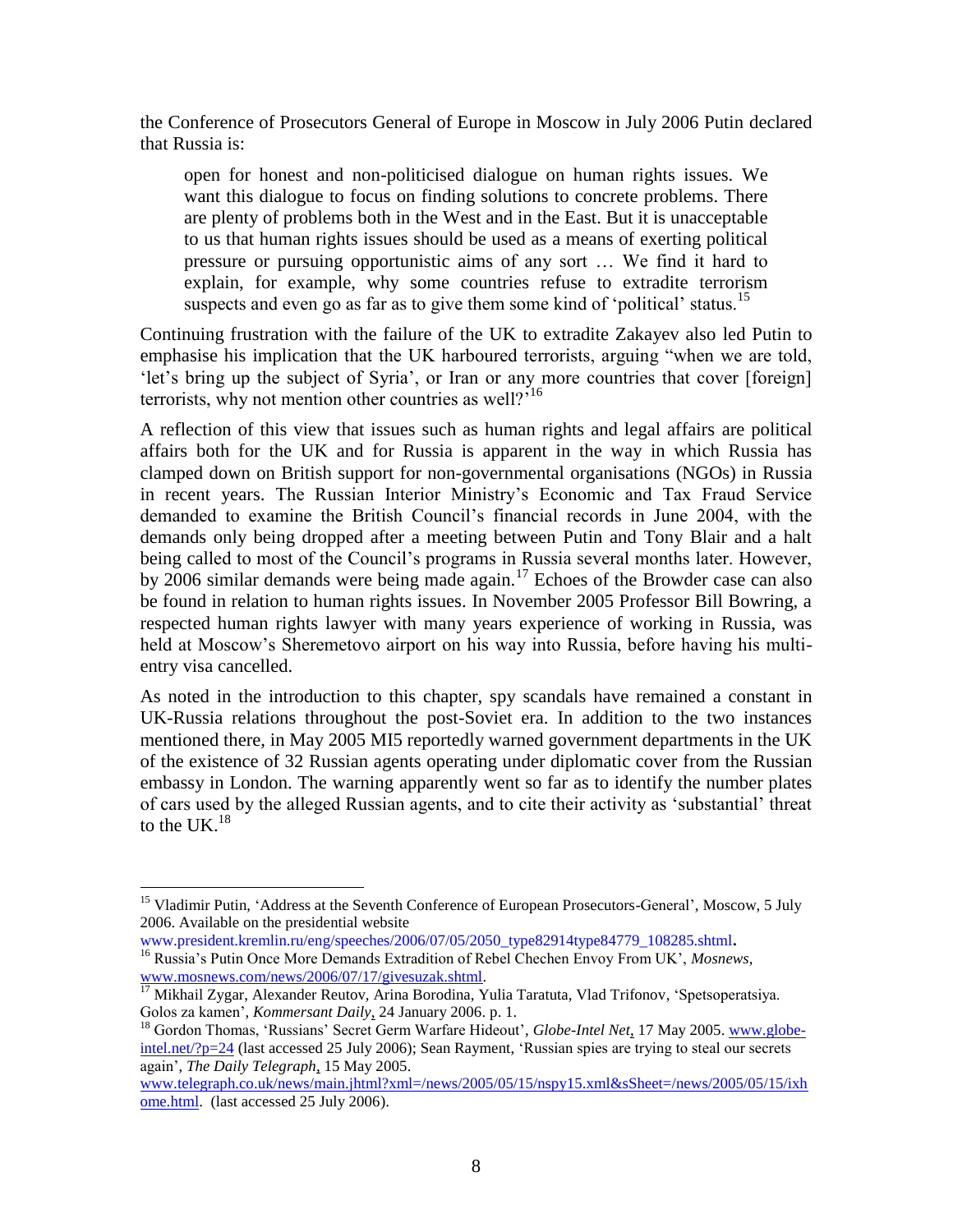the Conference of Prosecutors General of Europe in Moscow in July 2006 Putin declared that Russia is:

> open for honest and non-politicised dialogue on human rights issues. We want this dialogue to focus on finding solutions to concrete problems. There are plenty of problems both in the West and in the East. But it is unacceptable to us that human rights issues should be used as a means of exerting political pressure or pursuing opportunistic aims of any sort … We find it hard to explain, for example, why some countries refuse to extradite terrorism suspects and even go as far as to give them some kind of 'political' status.[15]

Continuing frustration with the failure of the UK to extradite Zakayev also led Putin to emphasise his implication that the UK harboured terrorists, arguing "when we are told, 'let's bring up the subject of Syria', or Iran or any more countries that cover [foreign] terrorists, why not mention other countries as well?'[16]

A reflection of this view that issues such as human rights and legal affairs are political affairs both for the UK and for Russia is apparent in the way in which Russia has clamped down on British support for non-governmental organisations (NGOs) in Russia in recent years. The Russian Interior Ministry's Economic and Tax Fraud Service demanded to examine the British Council's financial records in June 2004, with the demands only being dropped after a meeting between Putin and Tony Blair and a halt being called to most of the Council's programs in Russia several months later. However, by 2006 similar demands were being made again.[17] Echoes of the Browder case can also be found in relation to human rights issues. In November 2005 Professor Bill Bowring, a respected human rights lawyer with many years experience of working in Russia, was held at Moscow's Sheremetovo airport on his way into Russia, before having his multi-entry visa cancelled.

As noted in the introduction to this chapter, spy scandals have remained a constant in UK-Russia relations throughout the post-Soviet era. In addition to the two instances mentioned there, in May 2005 MI5 reportedly warned government departments in the UK of the existence of 32 Russian agents operating under diplomatic cover from the Russian embassy in London. The warning apparently went so far as to identify the number plates of cars used by the alleged Russian agents, and to cite their activity as 'substantial' threat to the UK.[18]

---

[15] Vladimir Putin, 'Address at the Seventh Conference of European Prosecutors-General', Moscow, 5 July 2006. Available on the presidential website www.president.kremlin.ru/eng/speeches/2006/07/05/2050_type82914type84779_108285.shtml.

[16] Russia's Putin Once More Demands Extradition of Rebel Chechen Envoy From UK', *Mosnews*, www.mosnews.com/news/2006/07/17/givesuzak.shtml.

[17] Mikhail Zygar, Alexander Reutov, Arina Borodina, Yulia Taratuta, Vlad Trifonov, 'Spetsoperatsiya. Golos za kamen', *Kommersant Daily*, 24 January 2006. p. 1.

[18] Gordon Thomas, 'Russians' Secret Germ Warfare Hideout', *Globe-Intel Net*, 17 May 2005. www.globe-intel.net/?p=24 (last accessed 25 July 2006); Sean Rayment, 'Russian spies are trying to steal our secrets again', *The Daily Telegraph*, 15 May 2005. www.telegraph.co.uk/news/main.jhtml?xml=/news/2005/05/15/nspy15.xml&sSheet=/news/2005/05/15/ixhome.html. (last accessed 25 July 2006).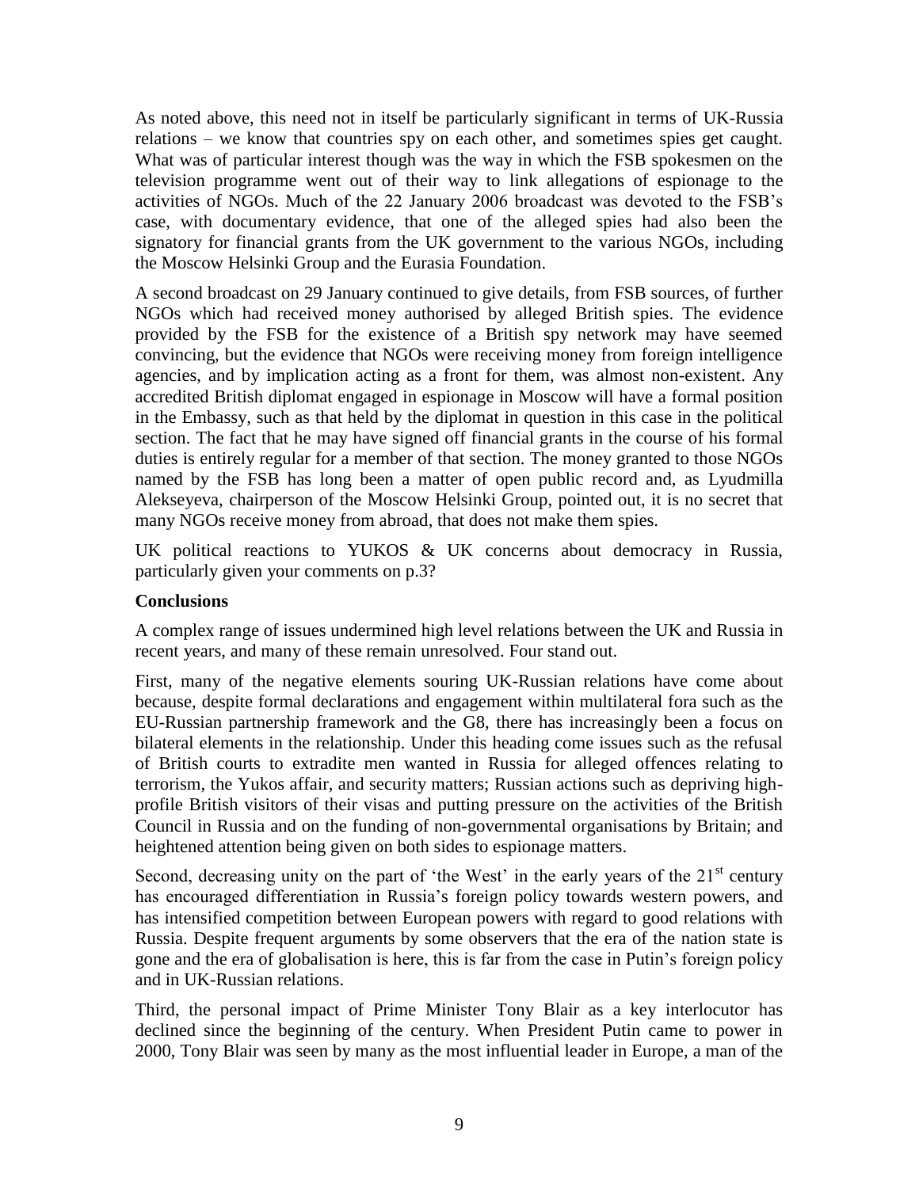As noted above, this need not in itself be particularly significant in terms of UK-Russia relations – we know that countries spy on each other, and sometimes spies get caught. What was of particular interest though was the way in which the FSB spokesmen on the television programme went out of their way to link allegations of espionage to the activities of NGOs. Much of the 22 January 2006 broadcast was devoted to the FSB's case, with documentary evidence, that one of the alleged spies had also been the signatory for financial grants from the UK government to the various NGOs, including the Moscow Helsinki Group and the Eurasia Foundation.

A second broadcast on 29 January continued to give details, from FSB sources, of further NGOs which had received money authorised by alleged British spies. The evidence provided by the FSB for the existence of a British spy network may have seemed convincing, but the evidence that NGOs were receiving money from foreign intelligence agencies, and by implication acting as a front for them, was almost non-existent. Any accredited British diplomat engaged in espionage in Moscow will have a formal position in the Embassy, such as that held by the diplomat in question in this case in the political section. The fact that he may have signed off financial grants in the course of his formal duties is entirely regular for a member of that section. The money granted to those NGOs named by the FSB has long been a matter of open public record and, as Lyudmilla Alekseyeva, chairperson of the Moscow Helsinki Group, pointed out, it is no secret that many NGOs receive money from abroad, that does not make them spies.

UK political reactions to YUKOS & UK concerns about democracy in Russia, particularly given your comments on p.3?

**Conclusions**

A complex range of issues undermined high level relations between the UK and Russia in recent years, and many of these remain unresolved. Four stand out.

First, many of the negative elements souring UK-Russian relations have come about because, despite formal declarations and engagement within multilateral fora such as the EU-Russian partnership framework and the G8, there has increasingly been a focus on bilateral elements in the relationship. Under this heading come issues such as the refusal of British courts to extradite men wanted in Russia for alleged offences relating to terrorism, the Yukos affair, and security matters; Russian actions such as depriving high-profile British visitors of their visas and putting pressure on the activities of the British Council in Russia and on the funding of non-governmental organisations by Britain; and heightened attention being given on both sides to espionage matters.

Second, decreasing unity on the part of 'the West' in the early years of the 21st century has encouraged differentiation in Russia's foreign policy towards western powers, and has intensified competition between European powers with regard to good relations with Russia. Despite frequent arguments by some observers that the era of the nation state is gone and the era of globalisation is here, this is far from the case in Putin's foreign policy and in UK-Russian relations.

Third, the personal impact of Prime Minister Tony Blair as a key interlocutor has declined since the beginning of the century. When President Putin came to power in 2000, Tony Blair was seen by many as the most influential leader in Europe, a man of the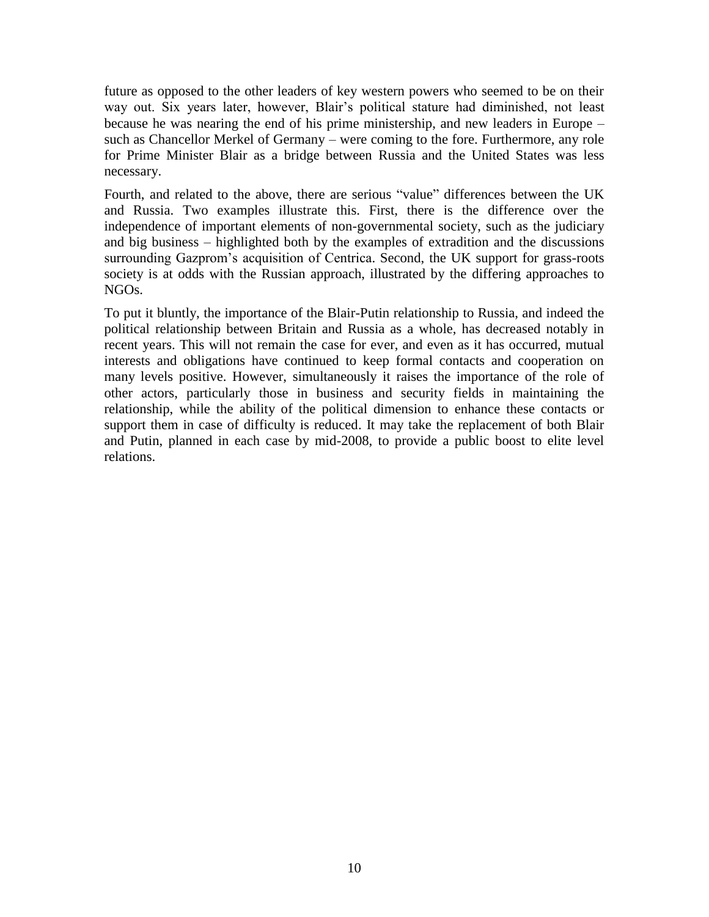future as opposed to the other leaders of key western powers who seemed to be on their way out. Six years later, however, Blair's political stature had diminished, not least because he was nearing the end of his prime ministership, and new leaders in Europe – such as Chancellor Merkel of Germany – were coming to the fore. Furthermore, any role for Prime Minister Blair as a bridge between Russia and the United States was less necessary.

Fourth, and related to the above, there are serious "value" differences between the UK and Russia. Two examples illustrate this. First, there is the difference over the independence of important elements of non-governmental society, such as the judiciary and big business – highlighted both by the examples of extradition and the discussions surrounding Gazprom's acquisition of Centrica. Second, the UK support for grass-roots society is at odds with the Russian approach, illustrated by the differing approaches to NGOs.

To put it bluntly, the importance of the Blair-Putin relationship to Russia, and indeed the political relationship between Britain and Russia as a whole, has decreased notably in recent years. This will not remain the case for ever, and even as it has occurred, mutual interests and obligations have continued to keep formal contacts and cooperation on many levels positive. However, simultaneously it raises the importance of the role of other actors, particularly those in business and security fields in maintaining the relationship, while the ability of the political dimension to enhance these contacts or support them in case of difficulty is reduced. It may take the replacement of both Blair and Putin, planned in each case by mid-2008, to provide a public boost to elite level relations.